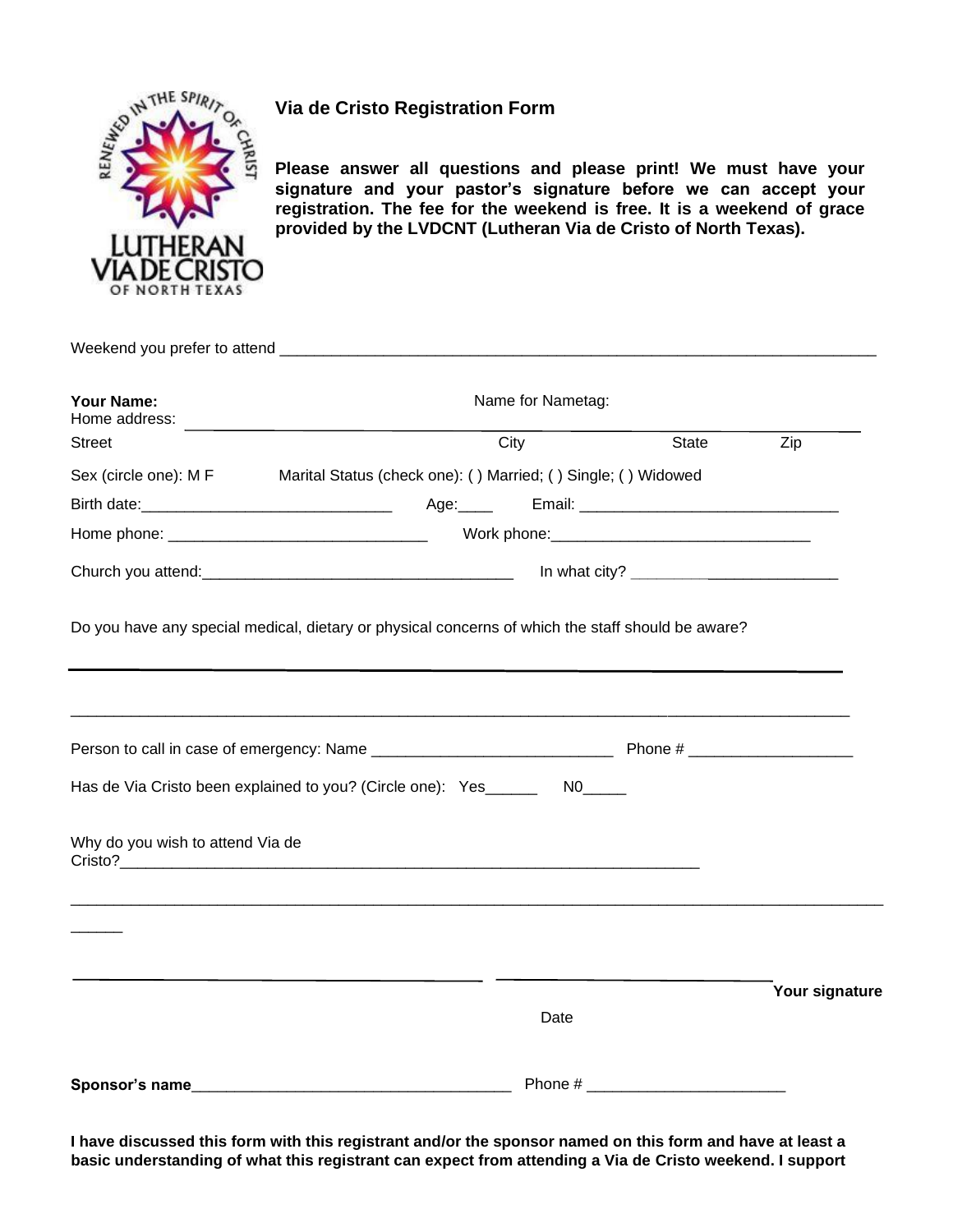## Via de Cristo Registration Form

**Please answer all questions and please print! We must have your signature and your pastor's signature before we can accept your registration. The fee for the weekend is free. It is a weekend of grace provided by the LVDCNT (Lutheran Via de Cristo of North Texas).**

Weekend you prefer to attend ___________________________________________________________

**Your Name:** Name for Nametag:

Home address: ___________________________________________________________

Street City State Zip

Sex (circle one): M F Marital Status (check one): ( ) Married; ( ) Single; ( ) Widowed

Birth date:____________________________ Age:____ Email: ____________________________

Home phone: _____________________________ Work phone:_____________________________

Church you attend:___________________________________ In what city? ________________________

Do you have any special medical, dietary or physical concerns of which the staff should be aware?

___________________________________________________________________________

___________________________________________________________________________

Person to call in case of emergency: Name ___________________________ Phone # __________________

Has de Via Cristo been explained to you? (Circle one): Yes______ N0_____

Why do you wish to attend Via de Cristo?_____________________________________________________________

___________________________________________________________________________

______

_____________________________________________ _______________________________ **Your signature**

Date

**Sponsor's name**___________________________________ Phone # ______________________

**I have discussed this form with this registrant and/or the sponsor named on this form and have at least a basic understanding of what this registrant can expect from attending a Via de Cristo weekend. I support**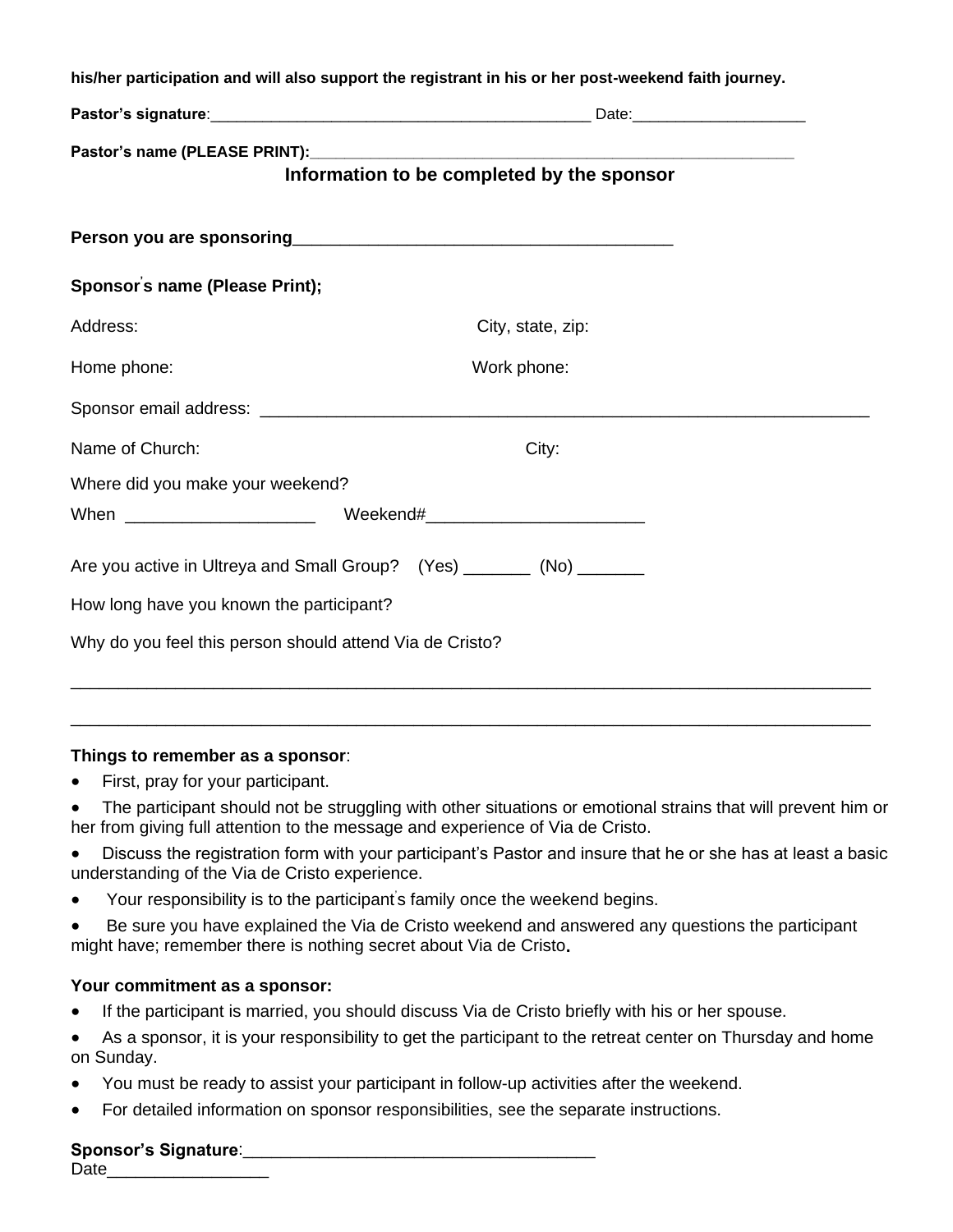**his/her participation and will also support the registrant in his or her post-weekend faith journey.**

**Pastor's signature**:___________________________________________ Date:___________________

**Pastor's name (PLEASE PRINT):**_______________________________________________________

## Information to be completed by the sponsor

**Person you are sponsoring**________________________________________

**Sponsor's name (Please Print);**

Address: City, state, zip:

Home phone: Work phone:

Sponsor email address: ___________________________________________________________________

Name of Church: City:

Where did you make your weekend?

When ____________________ Weekend#______________________

Are you active in Ultreya and Small Group? (Yes) _______ (No) _______

How long have you known the participant?

Why do you feel this person should attend Via de Cristo?

___________________________________________________________________________________

___________________________________________________________________________________

**Things to remember as a sponsor**:

- First, pray for your participant.
- The participant should not be struggling with other situations or emotional strains that will prevent him or her from giving full attention to the message and experience of Via de Cristo.
- Discuss the registration form with your participant's Pastor and insure that he or she has at least a basic understanding of the Via de Cristo experience.
- Your responsibility is to the participant's family once the weekend begins.
- Be sure you have explained the Via de Cristo weekend and answered any questions the participant might have; remember there is nothing secret about Via de Cristo.

**Your commitment as a sponsor:**

- If the participant is married, you should discuss Via de Cristo briefly with his or her spouse.
- As a sponsor, it is your responsibility to get the participant to the retreat center on Thursday and home on Sunday.
- You must be ready to assist your participant in follow-up activities after the weekend.
- For detailed information on sponsor responsibilities, see the separate instructions.

**Sponsor's Signature**:____________________________________
Date_________________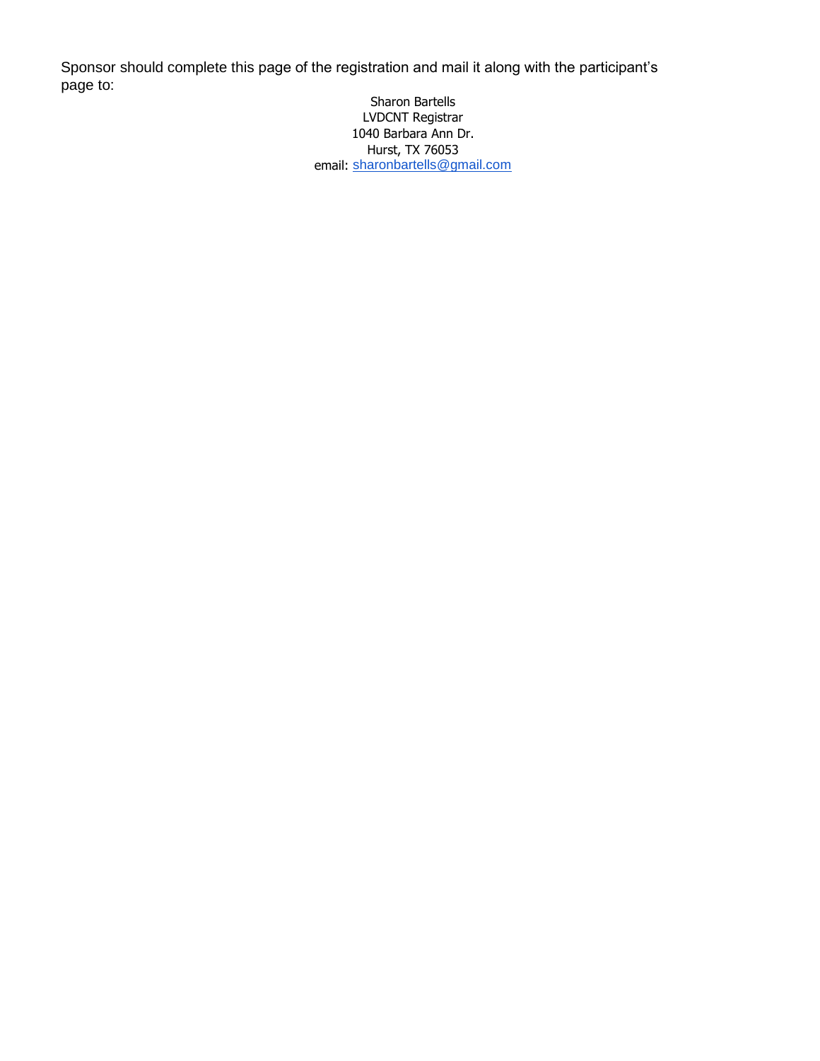Sponsor should complete this page of the registration and mail it along with the participant's page to:

Sharon Bartells
LVDCNT Registrar
1040 Barbara Ann Dr.
Hurst, TX 76053
email: sharonbartells@gmail.com